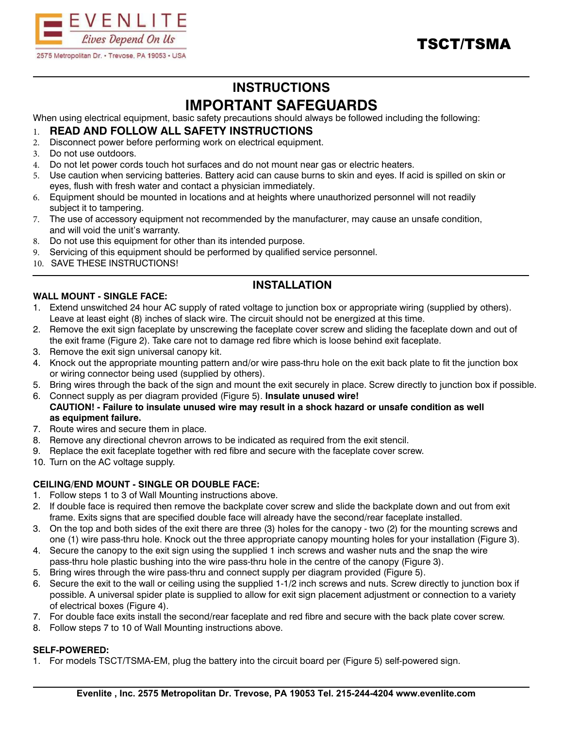EVENLITE

*Lives Depend On Us*

2575 Metropolitan Dr. • Trevose, PA 19053 • USA

# TSCT/TSMA

## INSTRUCTIONS

# IMPORTANT SAFEGUARDS

When using electrical equipment, basic safety precautions should always be followed including the following:

1. **READ AND FOLLOW ALL SAFETY INSTRUCTIONS**
2. Disconnect power before performing work on electrical equipment.
3. Do not use outdoors.
4. Do not let power cords touch hot surfaces and do not mount near gas or electric heaters.
5. Use caution when servicing batteries. Battery acid can cause burns to skin and eyes. If acid is spilled on skin or eyes, flush with fresh water and contact a physician immediately.
6. Equipment should be mounted in locations and at heights where unauthorized personnel will not readily subject it to tampering.
7. The use of accessory equipment not recommended by the manufacturer, may cause an unsafe condition, and will void the unit's warranty.
8. Do not use this equipment for other than its intended purpose.
9. Servicing of this equipment should be performed by qualified service personnel.
10. SAVE THESE INSTRUCTIONS!

## INSTALLATION

**WALL MOUNT - SINGLE FACE:**

1. Extend unswitched 24 hour AC supply of rated voltage to junction box or appropriate wiring (supplied by others). Leave at least eight (8) inches of slack wire. The circuit should not be energized at this time.
2. Remove the exit sign faceplate by unscrewing the faceplate cover screw and sliding the faceplate down and out of the exit frame (Figure 2). Take care not to damage red fibre which is loose behind exit faceplate.
3. Remove the exit sign universal canopy kit.
4. Knock out the appropriate mounting pattern and/or wire pass-thru hole on the exit back plate to fit the junction box or wiring connector being used (supplied by others).
5. Bring wires through the back of the sign and mount the exit securely in place. Screw directly to junction box if possible.
6. Connect supply as per diagram provided (Figure 5). **Insulate unused wire!**
   **CAUTION! - Failure to insulate unused wire may result in a shock hazard or unsafe condition as well as equipment failure.**
7. Route wires and secure them in place.
8. Remove any directional chevron arrows to be indicated as required from the exit stencil.
9. Replace the exit faceplate together with red fibre and secure with the faceplate cover screw.
10. Turn on the AC voltage supply.

**CEILING/END MOUNT - SINGLE OR DOUBLE FACE:**

1. Follow steps 1 to 3 of Wall Mounting instructions above.
2. If double face is required then remove the backplate cover screw and slide the backplate down and out from exit frame. Exits signs that are specified double face will already have the second/rear faceplate installed.
3. On the top and both sides of the exit there are three (3) holes for the canopy - two (2) for the mounting screws and one (1) wire pass-thru hole. Knock out the three appropriate canopy mounting holes for your installation (Figure 3).
4. Secure the canopy to the exit sign using the supplied 1 inch screws and washer nuts and the snap the wire pass-thru hole plastic bushing into the wire pass-thru hole in the centre of the canopy (Figure 3).
5. Bring wires through the wire pass-thru and connect supply per diagram provided (Figure 5).
6. Secure the exit to the wall or ceiling using the supplied 1-1/2 inch screws and nuts. Screw directly to junction box if possible. A universal spider plate is supplied to allow for exit sign placement adjustment or connection to a variety of electrical boxes (Figure 4).
7. For double face exits install the second/rear faceplate and red fibre and secure with the back plate cover screw.
8. Follow steps 7 to 10 of Wall Mounting instructions above.

**SELF-POWERED:**

1. For models TSCT/TSMA-EM, plug the battery into the circuit board per (Figure 5) self-powered sign.

**Evenlite , Inc. 2575 Metropolitan Dr. Trevose, PA 19053 Tel. 215-244-4204 www.evenlite.com**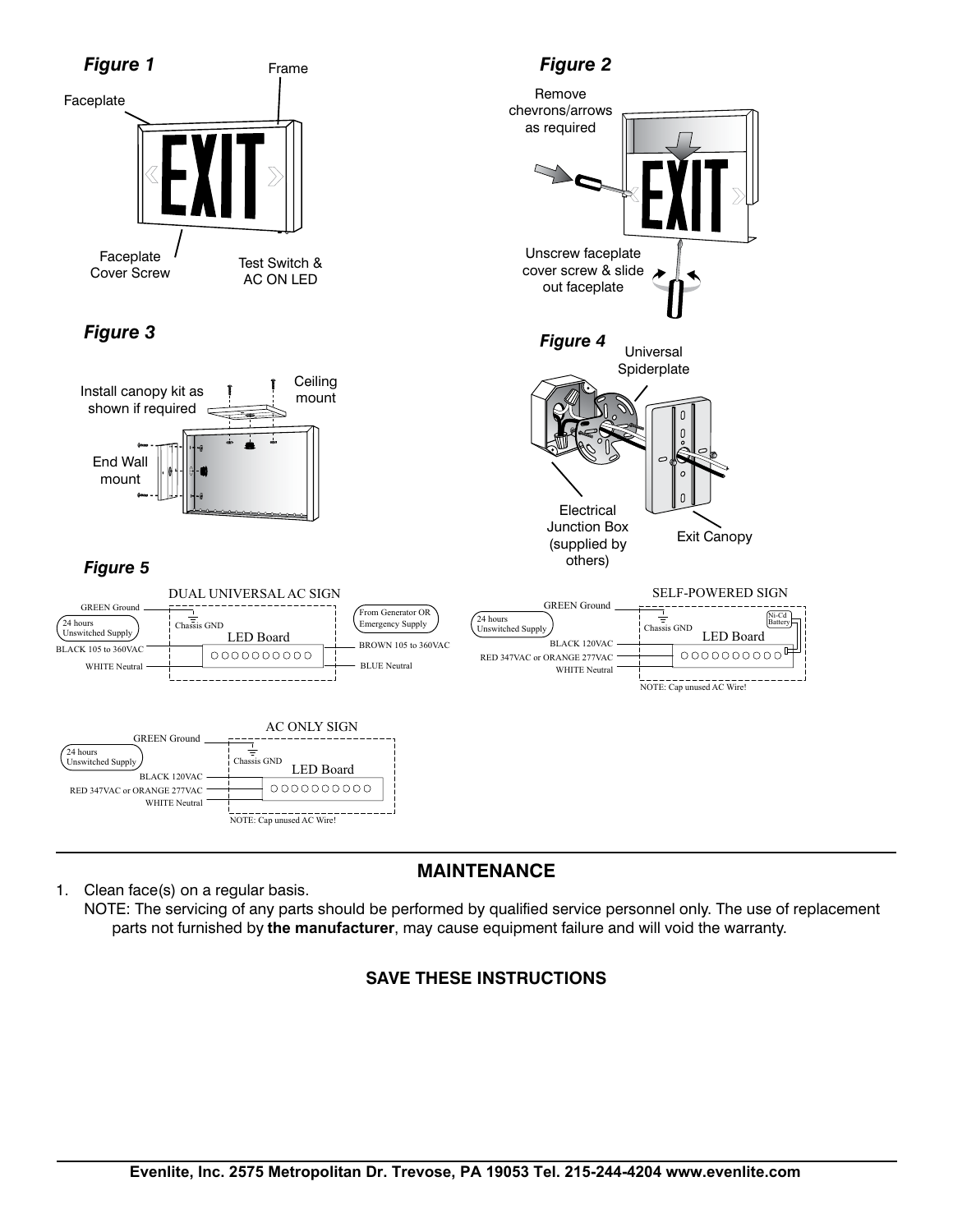*Figure 1*

Frame

Faceplate

Faceplate Cover Screw

Test Switch & AC ON LED

*Figure 2*

Remove chevrons/arrows as required

Unscrew faceplate cover screw & slide out faceplate

*Figure 3*

Install canopy kit as shown if required

Ceiling mount

End Wall mount

*Figure 4*

Universal Spiderplate

Electrical Junction Box (supplied by others)

Exit Canopy

*Figure 5*

DUAL UNIVERSAL AC SIGN

GREEN Ground

24 hours Unswitched Supply

BLACK 105 to 360VAC

WHITE Neutral

Chassis GND

LED Board

From Generator OR Emergency Supply

BROWN 105 to 360VAC

BLUE Neutral

SELF-POWERED SIGN

GREEN Ground

24 hours Unswitched Supply

BLACK 120VAC

RED 347VAC or ORANGE 277VAC

WHITE Neutral

Chassis GND

Ni-Cd Battery

LED Board

NOTE: Cap unused AC Wire!

AC ONLY SIGN

GREEN Ground

24 hours Unswitched Supply

BLACK 120VAC

RED 347VAC or ORANGE 277VAC

WHITE Neutral

Chassis GND

LED Board

NOTE: Cap unused AC Wire!

## MAINTENANCE

1. Clean face(s) on a regular basis.
   NOTE: The servicing of any parts should be performed by qualified service personnel only. The use of replacement parts not furnished by **the manufacturer**, may cause equipment failure and will void the warranty.

**SAVE THESE INSTRUCTIONS**

**Evenlite, Inc. 2575 Metropolitan Dr. Trevose, PA 19053 Tel. 215-244-4204 www.evenlite.com**